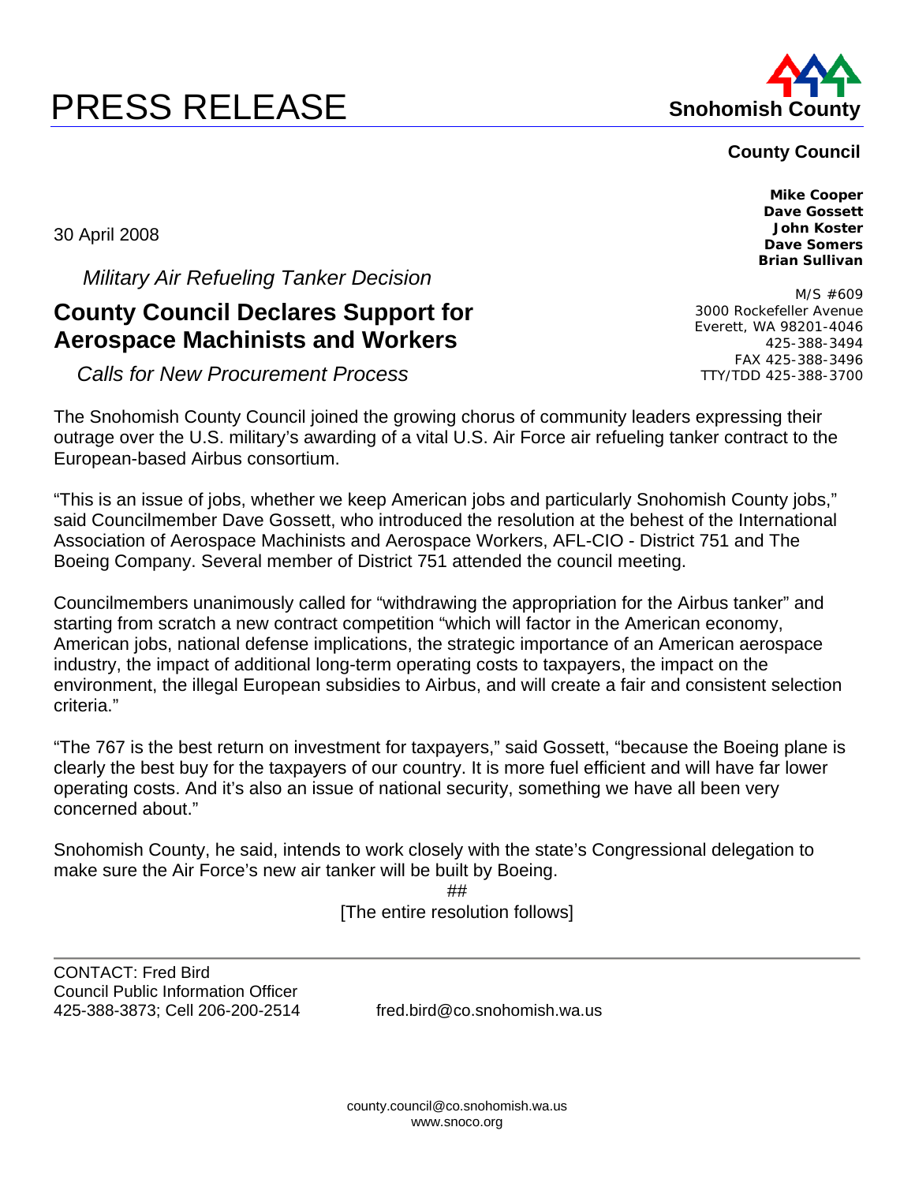# PRESS RELEASE

**Snohomish County**

**County Council**

**Mike Cooper**
**Dave Gossett**
**John Koster**
**Dave Somers**
**Brian Sullivan**

M/S #609
3000 Rockefeller Avenue
Everett, WA 98201-4046
425-388-3494
FAX 425-388-3496
TTY/TDD 425-388-3700

30 April 2008

*Military Air Refueling Tanker Decision*

## County Council Declares Support for Aerospace Machinists and Workers

*Calls for New Procurement Process*

The Snohomish County Council joined the growing chorus of community leaders expressing their outrage over the U.S. military's awarding of a vital U.S. Air Force air refueling tanker contract to the European-based Airbus consortium.

"This is an issue of jobs, whether we keep American jobs and particularly Snohomish County jobs," said Councilmember Dave Gossett, who introduced the resolution at the behest of the International Association of Aerospace Machinists and Aerospace Workers, AFL-CIO - District 751 and The Boeing Company. Several member of District 751 attended the council meeting.

Councilmembers unanimously called for "withdrawing the appropriation for the Airbus tanker" and starting from scratch a new contract competition "which will factor in the American economy, American jobs, national defense implications, the strategic importance of an American aerospace industry, the impact of additional long-term operating costs to taxpayers, the impact on the environment, the illegal European subsidies to Airbus, and will create a fair and consistent selection criteria."

"The 767 is the best return on investment for taxpayers," said Gossett, "because the Boeing plane is clearly the best buy for the taxpayers of our country. It is more fuel efficient and will have far lower operating costs. And it's also an issue of national security, something we have all been very concerned about."

Snohomish County, he said, intends to work closely with the state's Congressional delegation to make sure the Air Force's new air tanker will be built by Boeing.

##

[The entire resolution follows]

---

CONTACT: Fred Bird
Council Public Information Officer
425-388-3873; Cell 206-200-2514 fred.bird@co.snohomish.wa.us

county.council@co.snohomish.wa.us
www.snoco.org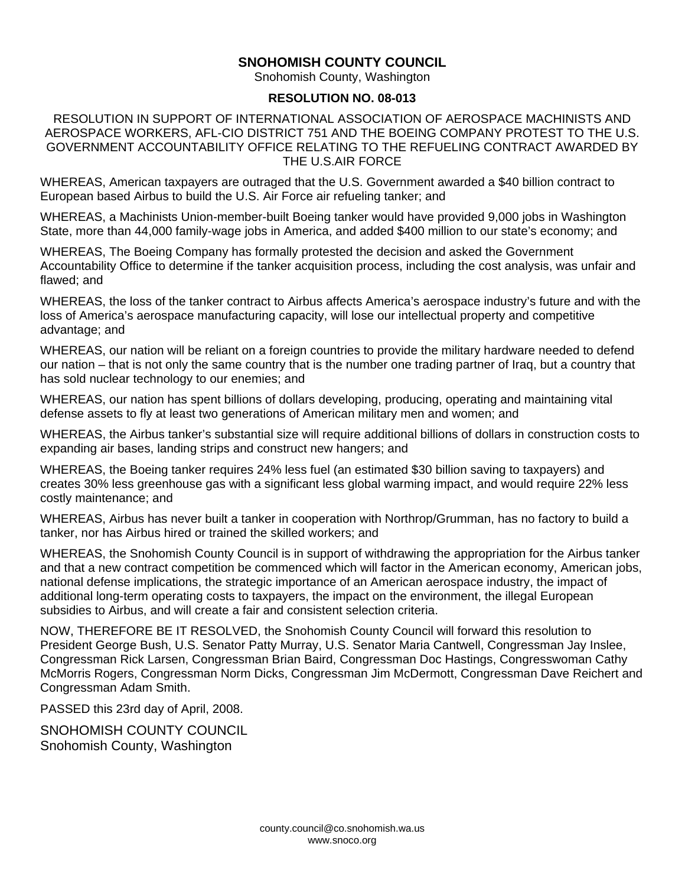**SNOHOMISH COUNTY COUNCIL**
Snohomish County, Washington

**RESOLUTION NO. 08-013**

RESOLUTION IN SUPPORT OF INTERNATIONAL ASSOCIATION OF AEROSPACE MACHINISTS AND AEROSPACE WORKERS, AFL-CIO DISTRICT 751 AND THE BOEING COMPANY PROTEST TO THE U.S. GOVERNMENT ACCOUNTABILITY OFFICE RELATING TO THE REFUELING CONTRACT AWARDED BY THE U.S.AIR FORCE

WHEREAS, American taxpayers are outraged that the U.S. Government awarded a $40 billion contract to European based Airbus to build the U.S. Air Force air refueling tanker; and

WHEREAS, a Machinists Union-member-built Boeing tanker would have provided 9,000 jobs in Washington State, more than 44,000 family-wage jobs in America, and added $400 million to our state's economy; and

WHEREAS, The Boeing Company has formally protested the decision and asked the Government Accountability Office to determine if the tanker acquisition process, including the cost analysis, was unfair and flawed; and

WHEREAS, the loss of the tanker contract to Airbus affects America's aerospace industry's future and with the loss of America's aerospace manufacturing capacity, will lose our intellectual property and competitive advantage; and

WHEREAS, our nation will be reliant on a foreign countries to provide the military hardware needed to defend our nation – that is not only the same country that is the number one trading partner of Iraq, but a country that has sold nuclear technology to our enemies; and

WHEREAS, our nation has spent billions of dollars developing, producing, operating and maintaining vital defense assets to fly at least two generations of American military men and women; and

WHEREAS, the Airbus tanker's substantial size will require additional billions of dollars in construction costs to expanding air bases, landing strips and construct new hangers; and

WHEREAS, the Boeing tanker requires 24% less fuel (an estimated $30 billion saving to taxpayers) and creates 30% less greenhouse gas with a significant less global warming impact, and would require 22% less costly maintenance; and

WHEREAS, Airbus has never built a tanker in cooperation with Northrop/Grumman, has no factory to build a tanker, nor has Airbus hired or trained the skilled workers; and

WHEREAS, the Snohomish County Council is in support of withdrawing the appropriation for the Airbus tanker and that a new contract competition be commenced which will factor in the American economy, American jobs, national defense implications, the strategic importance of an American aerospace industry, the impact of additional long-term operating costs to taxpayers, the impact on the environment, the illegal European subsidies to Airbus, and will create a fair and consistent selection criteria.

NOW, THEREFORE BE IT RESOLVED, the Snohomish County Council will forward this resolution to President George Bush, U.S. Senator Patty Murray, U.S. Senator Maria Cantwell, Congressman Jay Inslee, Congressman Rick Larsen, Congressman Brian Baird, Congressman Doc Hastings, Congresswoman Cathy McMorris Rogers, Congressman Norm Dicks, Congressman Jim McDermott, Congressman Dave Reichert and Congressman Adam Smith.

PASSED this 23rd day of April, 2008.

SNOHOMISH COUNTY COUNCIL
Snohomish County, Washington

county.council@co.snohomish.wa.us
www.snoco.org